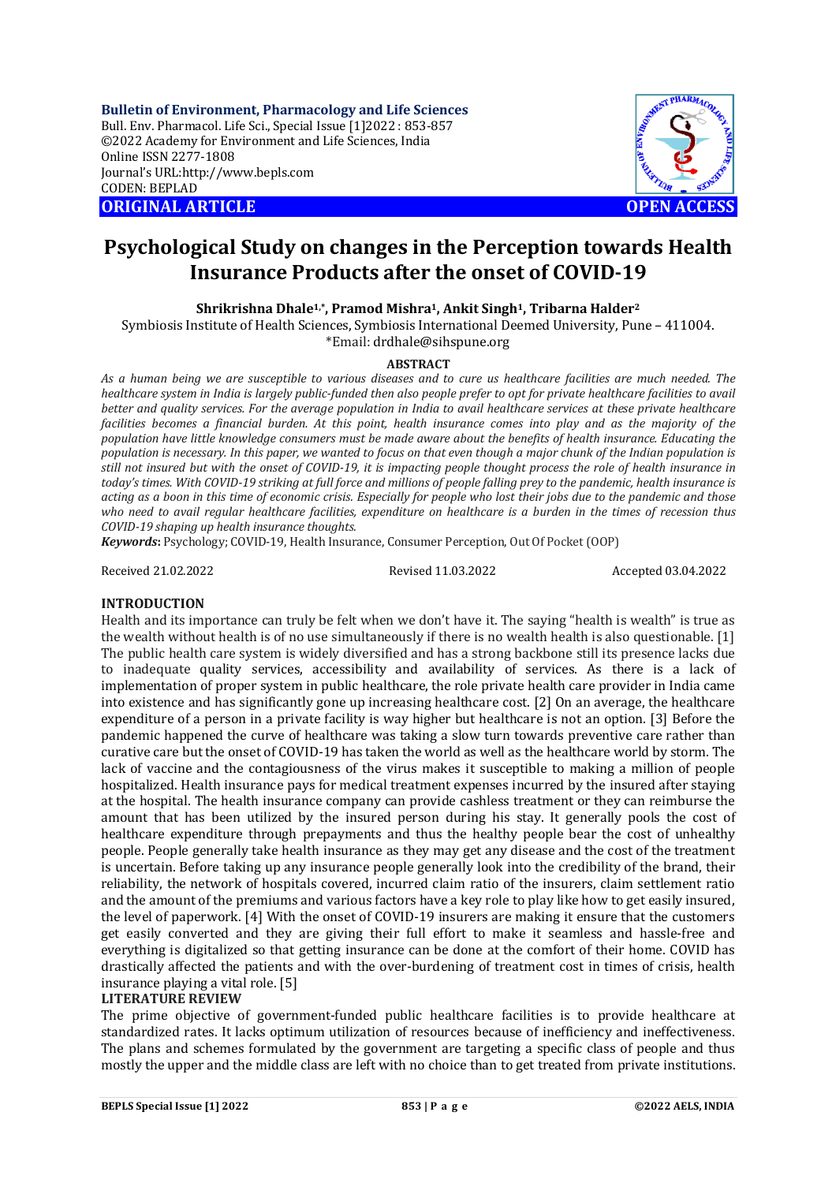**Bulletin of Environment, Pharmacology and Life Sciences**
Bull. Env. Pharmacol. Life Sci., Special Issue [1]2022 : 853-857
©2022 Academy for Environment and Life Sciences, India
Online ISSN 2277-1808
Journal's URL:http://www.bepls.com
CODEN: BEPLAD

**ORIGINAL ARTICLE** **OPEN ACCESS**

# Psychological Study on changes in the Perception towards Health Insurance Products after the onset of COVID-19

**Shrikrishna Dhale[1,*], Pramod Mishra[1], Ankit Singh[1], Tribarna Halder[2]**

Symbiosis Institute of Health Sciences, Symbiosis International Deemed University, Pune – 411004.
*Email: drdhale@sihspune.org

## ABSTRACT

*As a human being we are susceptible to various diseases and to cure us healthcare facilities are much needed. The healthcare system in India is largely public-funded then also people prefer to opt for private healthcare facilities to avail better and quality services. For the average population in India to avail healthcare services at these private healthcare facilities becomes a financial burden. At this point, health insurance comes into play and as the majority of the population have little knowledge consumers must be made aware about the benefits of health insurance. Educating the population is necessary. In this paper, we wanted to focus on that even though a major chunk of the Indian population is still not insured but with the onset of COVID-19, it is impacting people thought process the role of health insurance in today's times. With COVID-19 striking at full force and millions of people falling prey to the pandemic, health insurance is acting as a boon in this time of economic crisis. Especially for people who lost their jobs due to the pandemic and those who need to avail regular healthcare facilities, expenditure on healthcare is a burden in the times of recession thus COVID-19 shaping up health insurance thoughts.*

***Keywords*:** Psychology; COVID-19, Health Insurance, Consumer Perception, Out Of Pocket (OOP)

Received 21.02.2022 Revised 11.03.2022 Accepted 03.04.2022

## INTRODUCTION

Health and its importance can truly be felt when we don't have it. The saying "health is wealth" is true as the wealth without health is of no use simultaneously if there is no wealth health is also questionable. [1] The public health care system is widely diversified and has a strong backbone still its presence lacks due to inadequate quality services, accessibility and availability of services. As there is a lack of implementation of proper system in public healthcare, the role private health care provider in India came into existence and has significantly gone up increasing healthcare cost. [2] On an average, the healthcare expenditure of a person in a private facility is way higher but healthcare is not an option. [3] Before the pandemic happened the curve of healthcare was taking a slow turn towards preventive care rather than curative care but the onset of COVID-19 has taken the world as well as the healthcare world by storm. The lack of vaccine and the contagiousness of the virus makes it susceptible to making a million of people hospitalized. Health insurance pays for medical treatment expenses incurred by the insured after staying at the hospital. The health insurance company can provide cashless treatment or they can reimburse the amount that has been utilized by the insured person during his stay. It generally pools the cost of healthcare expenditure through prepayments and thus the healthy people bear the cost of unhealthy people. People generally take health insurance as they may get any disease and the cost of the treatment is uncertain. Before taking up any insurance people generally look into the credibility of the brand, their reliability, the network of hospitals covered, incurred claim ratio of the insurers, claim settlement ratio and the amount of the premiums and various factors have a key role to play like how to get easily insured, the level of paperwork. [4] With the onset of COVID-19 insurers are making it ensure that the customers get easily converted and they are giving their full effort to make it seamless and hassle-free and everything is digitalized so that getting insurance can be done at the comfort of their home. COVID has drastically affected the patients and with the over-burdening of treatment cost in times of crisis, health insurance playing a vital role. [5]

## LITERATURE REVIEW

The prime objective of government-funded public healthcare facilities is to provide healthcare at standardized rates. It lacks optimum utilization of resources because of inefficiency and ineffectiveness. The plans and schemes formulated by the government are targeting a specific class of people and thus mostly the upper and the middle class are left with no choice than to get treated from private institutions.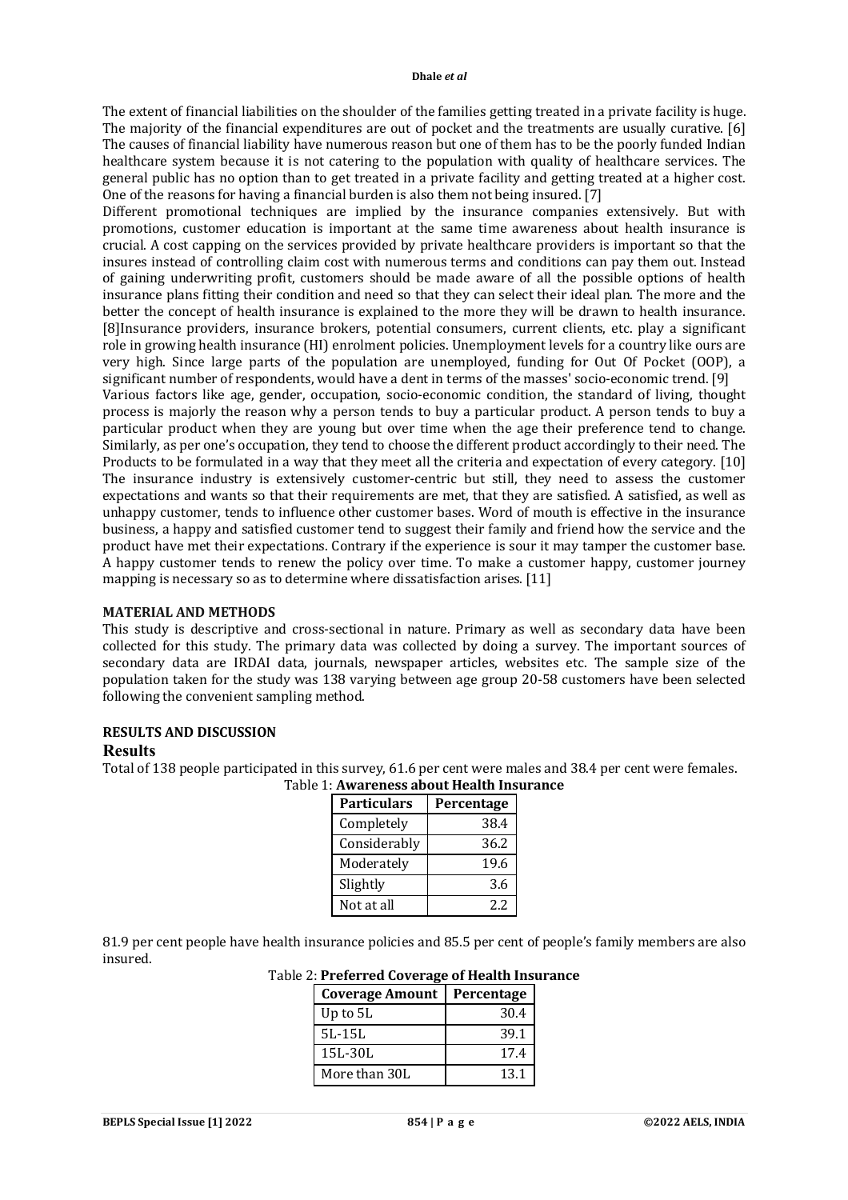The extent of financial liabilities on the shoulder of the families getting treated in a private facility is huge. The majority of the financial expenditures are out of pocket and the treatments are usually curative. [6] The causes of financial liability have numerous reason but one of them has to be the poorly funded Indian healthcare system because it is not catering to the population with quality of healthcare services. The general public has no option than to get treated in a private facility and getting treated at a higher cost. One of the reasons for having a financial burden is also them not being insured. [7]

Different promotional techniques are implied by the insurance companies extensively. But with promotions, customer education is important at the same time awareness about health insurance is crucial. A cost capping on the services provided by private healthcare providers is important so that the insures instead of controlling claim cost with numerous terms and conditions can pay them out. Instead of gaining underwriting profit, customers should be made aware of all the possible options of health insurance plans fitting their condition and need so that they can select their ideal plan. The more and the better the concept of health insurance is explained to the more they will be drawn to health insurance. [8]Insurance providers, insurance brokers, potential consumers, current clients, etc. play a significant role in growing health insurance (HI) enrolment policies. Unemployment levels for a country like ours are very high. Since large parts of the population are unemployed, funding for Out Of Pocket (OOP), a significant number of respondents, would have a dent in terms of the masses' socio-economic trend. [9]

Various factors like age, gender, occupation, socio-economic condition, the standard of living, thought process is majorly the reason why a person tends to buy a particular product. A person tends to buy a particular product when they are young but over time when the age their preference tend to change. Similarly, as per one's occupation, they tend to choose the different product accordingly to their need. The Products to be formulated in a way that they meet all the criteria and expectation of every category. [10]

The insurance industry is extensively customer-centric but still, they need to assess the customer expectations and wants so that their requirements are met, that they are satisfied. A satisfied, as well as unhappy customer, tends to influence other customer bases. Word of mouth is effective in the insurance business, a happy and satisfied customer tend to suggest their family and friend how the service and the product have met their expectations. Contrary if the experience is sour it may tamper the customer base. A happy customer tends to renew the policy over time. To make a customer happy, customer journey mapping is necessary so as to determine where dissatisfaction arises. [11]

## MATERIAL AND METHODS

This study is descriptive and cross-sectional in nature. Primary as well as secondary data have been collected for this study. The primary data was collected by doing a survey. The important sources of secondary data are IRDAI data, journals, newspaper articles, websites etc. The sample size of the population taken for the study was 138 varying between age group 20-58 customers have been selected following the convenient sampling method.

## RESULTS AND DISCUSSION

### Results

Total of 138 people participated in this survey, 61.6 per cent were males and 38.4 per cent were females.

Table 1: **Awareness about Health Insurance**

| Particulars | Percentage |
|---|---|
| Completely | 38.4 |
| Considerably | 36.2 |
| Moderately | 19.6 |
| Slightly | 3.6 |
| Not at all | 2.2 |

81.9 per cent people have health insurance policies and 85.5 per cent of people's family members are also insured.

Table 2: **Preferred Coverage of Health Insurance**

| Coverage Amount | Percentage |
|---|---|
| Up to 5L | 30.4 |
| 5L-15L | 39.1 |
| 15L-30L | 17.4 |
| More than 30L | 13.1 |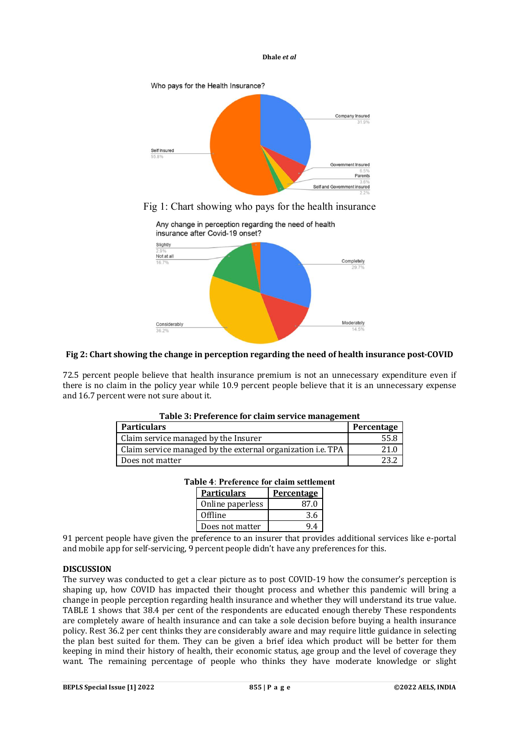Fig 1: Chart showing who pays for the health insurance

**Fig 2: Chart showing the change in perception regarding the need of health insurance post-COVID**

72.5 percent people believe that health insurance premium is not an unnecessary expenditure even if there is no claim in the policy year while 10.9 percent people believe that it is an unnecessary expense and 16.7 percent were not sure about it.

**Table 3: Preference for claim service management**

| Particulars | Percentage |
|---|---|
| Claim service managed by the Insurer | 55.8 |
| Claim service managed by the external organization i.e. TPA | 21.0 |
| Does not matter | 23.2 |

**Table 4**: **Preference for claim settlement**

| Particulars | Percentage |
|---|---|
| Online paperless | 87.0 |
| Offline | 3.6 |
| Does not matter | 9.4 |

91 percent people have given the preference to an insurer that provides additional services like e-portal and mobile app for self-servicing, 9 percent people didn't have any preferences for this.

## DISCUSSION

The survey was conducted to get a clear picture as to post COVID-19 how the consumer's perception is shaping up, how COVID has impacted their thought process and whether this pandemic will bring a change in people perception regarding health insurance and whether they will understand its true value. TABLE 1 shows that 38.4 per cent of the respondents are educated enough thereby These respondents are completely aware of health insurance and can take a sole decision before buying a health insurance policy. Rest 36.2 per cent thinks they are considerably aware and may require little guidance in selecting the plan best suited for them. They can be given a brief idea which product will be better for them keeping in mind their history of health, their economic status, age group and the level of coverage they want. The remaining percentage of people who thinks they have moderate knowledge or slight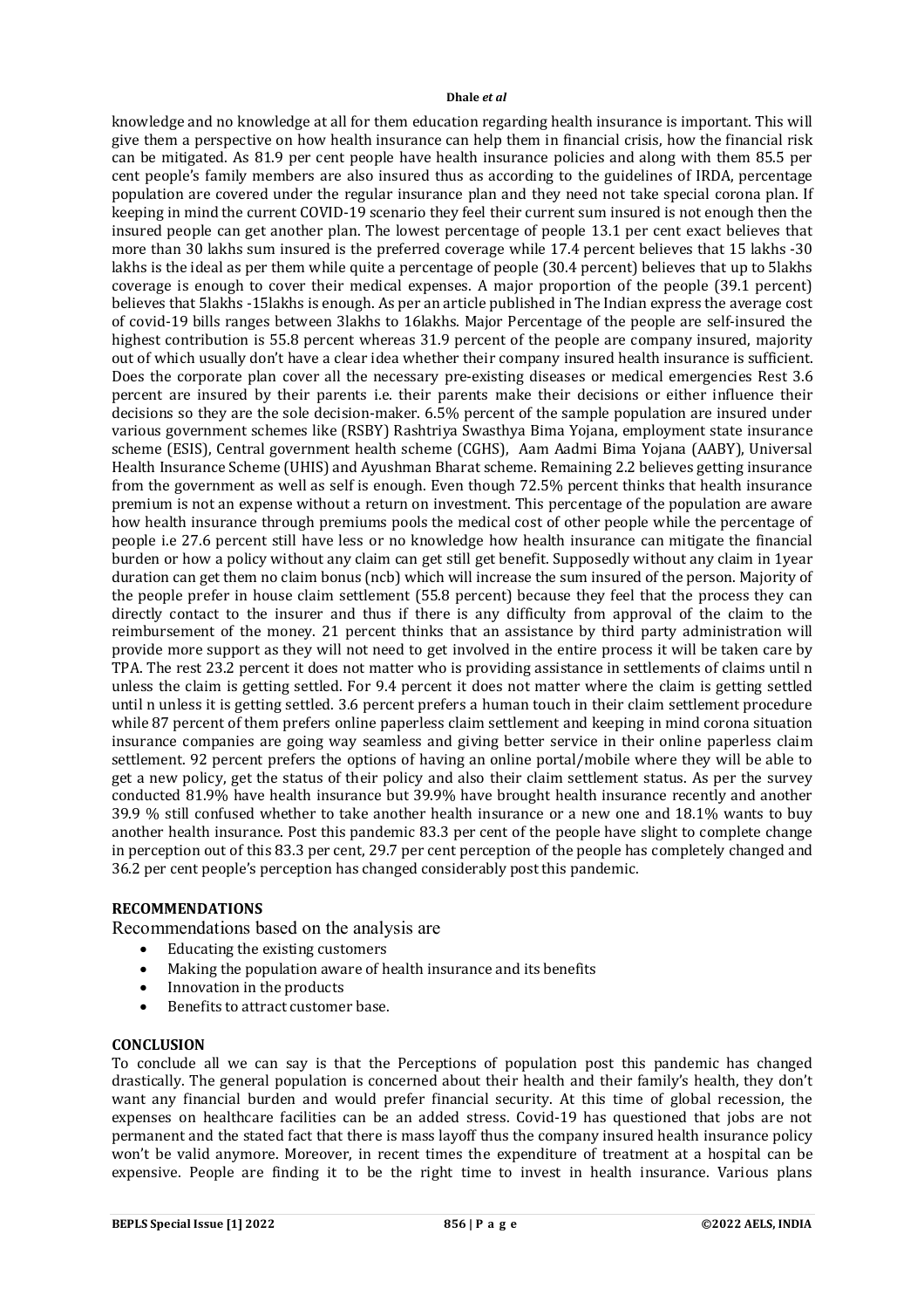knowledge and no knowledge at all for them education regarding health insurance is important. This will give them a perspective on how health insurance can help them in financial crisis, how the financial risk can be mitigated. As 81.9 per cent people have health insurance policies and along with them 85.5 per cent people's family members are also insured thus as according to the guidelines of IRDA, percentage population are covered under the regular insurance plan and they need not take special corona plan. If keeping in mind the current COVID-19 scenario they feel their current sum insured is not enough then the insured people can get another plan. The lowest percentage of people 13.1 per cent exact believes that more than 30 lakhs sum insured is the preferred coverage while 17.4 percent believes that 15 lakhs -30 lakhs is the ideal as per them while quite a percentage of people (30.4 percent) believes that up to 5lakhs coverage is enough to cover their medical expenses. A major proportion of the people (39.1 percent) believes that 5lakhs -15lakhs is enough. As per an article published in The Indian express the average cost of covid-19 bills ranges between 3lakhs to 16lakhs. Major Percentage of the people are self-insured the highest contribution is 55.8 percent whereas 31.9 percent of the people are company insured, majority out of which usually don't have a clear idea whether their company insured health insurance is sufficient. Does the corporate plan cover all the necessary pre-existing diseases or medical emergencies Rest 3.6 percent are insured by their parents i.e. their parents make their decisions or either influence their decisions so they are the sole decision-maker. 6.5% percent of the sample population are insured under various government schemes like (RSBY) Rashtriya Swasthya Bima Yojana, employment state insurance scheme (ESIS), Central government health scheme (CGHS), Aam Aadmi Bima Yojana (AABY), Universal Health Insurance Scheme (UHIS) and Ayushman Bharat scheme. Remaining 2.2 believes getting insurance from the government as well as self is enough. Even though 72.5% percent thinks that health insurance premium is not an expense without a return on investment. This percentage of the population are aware how health insurance through premiums pools the medical cost of other people while the percentage of people i.e 27.6 percent still have less or no knowledge how health insurance can mitigate the financial burden or how a policy without any claim can get still get benefit. Supposedly without any claim in 1year duration can get them no claim bonus (ncb) which will increase the sum insured of the person. Majority of the people prefer in house claim settlement (55.8 percent) because they feel that the process they can directly contact to the insurer and thus if there is any difficulty from approval of the claim to the reimbursement of the money. 21 percent thinks that an assistance by third party administration will provide more support as they will not need to get involved in the entire process it will be taken care by TPA. The rest 23.2 percent it does not matter who is providing assistance in settlements of claims until n unless the claim is getting settled. For 9.4 percent it does not matter where the claim is getting settled until n unless it is getting settled. 3.6 percent prefers a human touch in their claim settlement procedure while 87 percent of them prefers online paperless claim settlement and keeping in mind corona situation insurance companies are going way seamless and giving better service in their online paperless claim settlement. 92 percent prefers the options of having an online portal/mobile where they will be able to get a new policy, get the status of their policy and also their claim settlement status. As per the survey conducted 81.9% have health insurance but 39.9% have brought health insurance recently and another 39.9 % still confused whether to take another health insurance or a new one and 18.1% wants to buy another health insurance. Post this pandemic 83.3 per cent of the people have slight to complete change in perception out of this 83.3 per cent, 29.7 per cent perception of the people has completely changed and 36.2 per cent people's perception has changed considerably post this pandemic.

## RECOMMENDATIONS

Recommendations based on the analysis are

- Educating the existing customers
- Making the population aware of health insurance and its benefits
- Innovation in the products
- Benefits to attract customer base.

## CONCLUSION

To conclude all we can say is that the Perceptions of population post this pandemic has changed drastically. The general population is concerned about their health and their family's health, they don't want any financial burden and would prefer financial security. At this time of global recession, the expenses on healthcare facilities can be an added stress. Covid-19 has questioned that jobs are not permanent and the stated fact that there is mass layoff thus the company insured health insurance policy won't be valid anymore. Moreover, in recent times the expenditure of treatment at a hospital can be expensive. People are finding it to be the right time to invest in health insurance. Various plans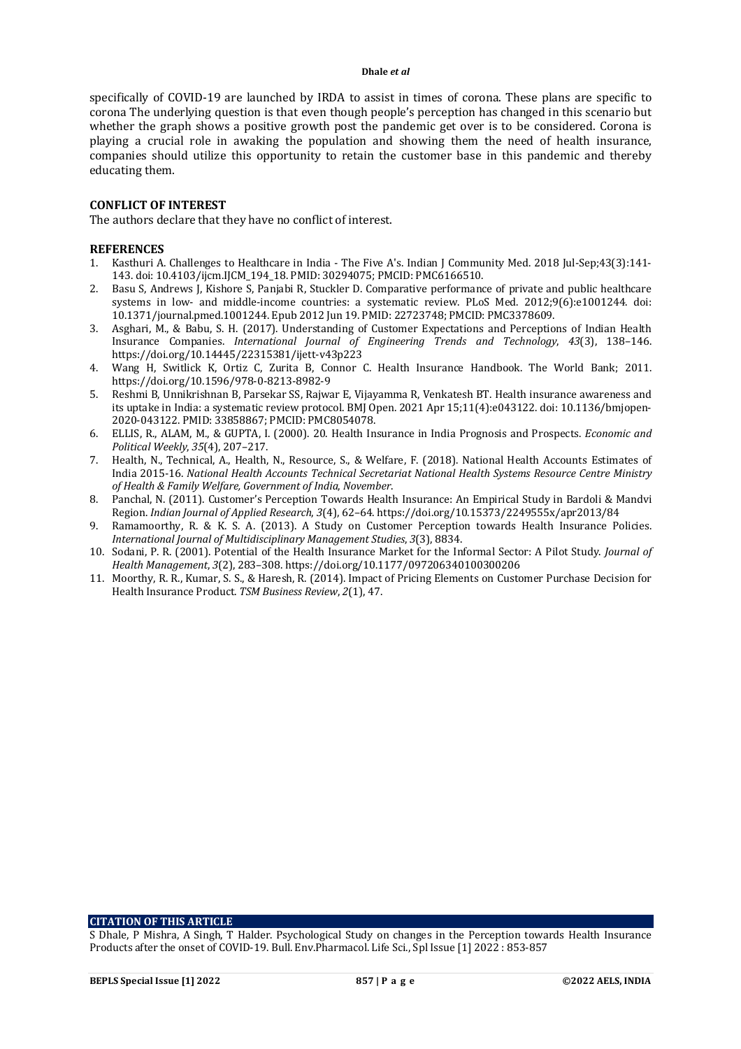specifically of COVID-19 are launched by IRDA to assist in times of corona. These plans are specific to corona The underlying question is that even though people's perception has changed in this scenario but whether the graph shows a positive growth post the pandemic get over is to be considered. Corona is playing a crucial role in awaking the population and showing them the need of health insurance, companies should utilize this opportunity to retain the customer base in this pandemic and thereby educating them.

## CONFLICT OF INTEREST

The authors declare that they have no conflict of interest.

## REFERENCES

1. Kasthuri A. Challenges to Healthcare in India - The Five A's. Indian J Community Med. 2018 Jul-Sep;43(3):141-143. doi: 10.4103/ijcm.IJCM_194_18. PMID: 30294075; PMCID: PMC6166510.
2. Basu S, Andrews J, Kishore S, Panjabi R, Stuckler D. Comparative performance of private and public healthcare systems in low- and middle-income countries: a systematic review. PLoS Med. 2012;9(6):e1001244. doi: 10.1371/journal.pmed.1001244. Epub 2012 Jun 19. PMID: 22723748; PMCID: PMC3378609.
3. Asghari, M., & Babu, S. H. (2017). Understanding of Customer Expectations and Perceptions of Indian Health Insurance Companies. *International Journal of Engineering Trends and Technology*, *43*(3), 138–146. https://doi.org/10.14445/22315381/ijett-v43p223
4. Wang H, Switlick K, Ortiz C, Zurita B, Connor C. Health Insurance Handbook. The World Bank; 2011. https://doi.org/10.1596/978-0-8213-8982-9
5. Reshmi B, Unnikrishnan B, Parsekar SS, Rajwar E, Vijayamma R, Venkatesh BT. Health insurance awareness and its uptake in India: a systematic review protocol. BMJ Open. 2021 Apr 15;11(4):e043122. doi: 10.1136/bmjopen-2020-043122. PMID: 33858867; PMCID: PMC8054078.
6. ELLIS, R., ALAM, M., & GUPTA, I. (2000). 20. Health Insurance in India Prognosis and Prospects. *Economic and Political Weekly*, *35*(4), 207–217.
7. Health, N., Technical, A., Health, N., Resource, S., & Welfare, F. (2018). National Health Accounts Estimates of India 2015-16. *National Health Accounts Technical Secretariat National Health Systems Resource Centre Ministry of Health & Family Welfare, Government of India, November*.
8. Panchal, N. (2011). Customer's Perception Towards Health Insurance: An Empirical Study in Bardoli & Mandvi Region. *Indian Journal of Applied Research*, *3*(4), 62–64. https://doi.org/10.15373/2249555x/apr2013/84
9. Ramamoorthy, R. & K. S. A. (2013). A Study on Customer Perception towards Health Insurance Policies. *International Journal of Multidisciplinary Management Studies*, *3*(3), 8834.
10. Sodani, P. R. (2001). Potential of the Health Insurance Market for the Informal Sector: A Pilot Study. *Journal of Health Management*, *3*(2), 283–308. https://doi.org/10.1177/097206340100300206
11. Moorthy, R. R., Kumar, S. S., & Haresh, R. (2014). Impact of Pricing Elements on Customer Purchase Decision for Health Insurance Product. *TSM Business Review*, *2*(1), 47.

**CITATION OF THIS ARTICLE**

S Dhale, P Mishra, A Singh, T Halder. Psychological Study on changes in the Perception towards Health Insurance Products after the onset of COVID-19. Bull. Env.Pharmacol. Life Sci., Spl Issue [1] 2022 : 853-857